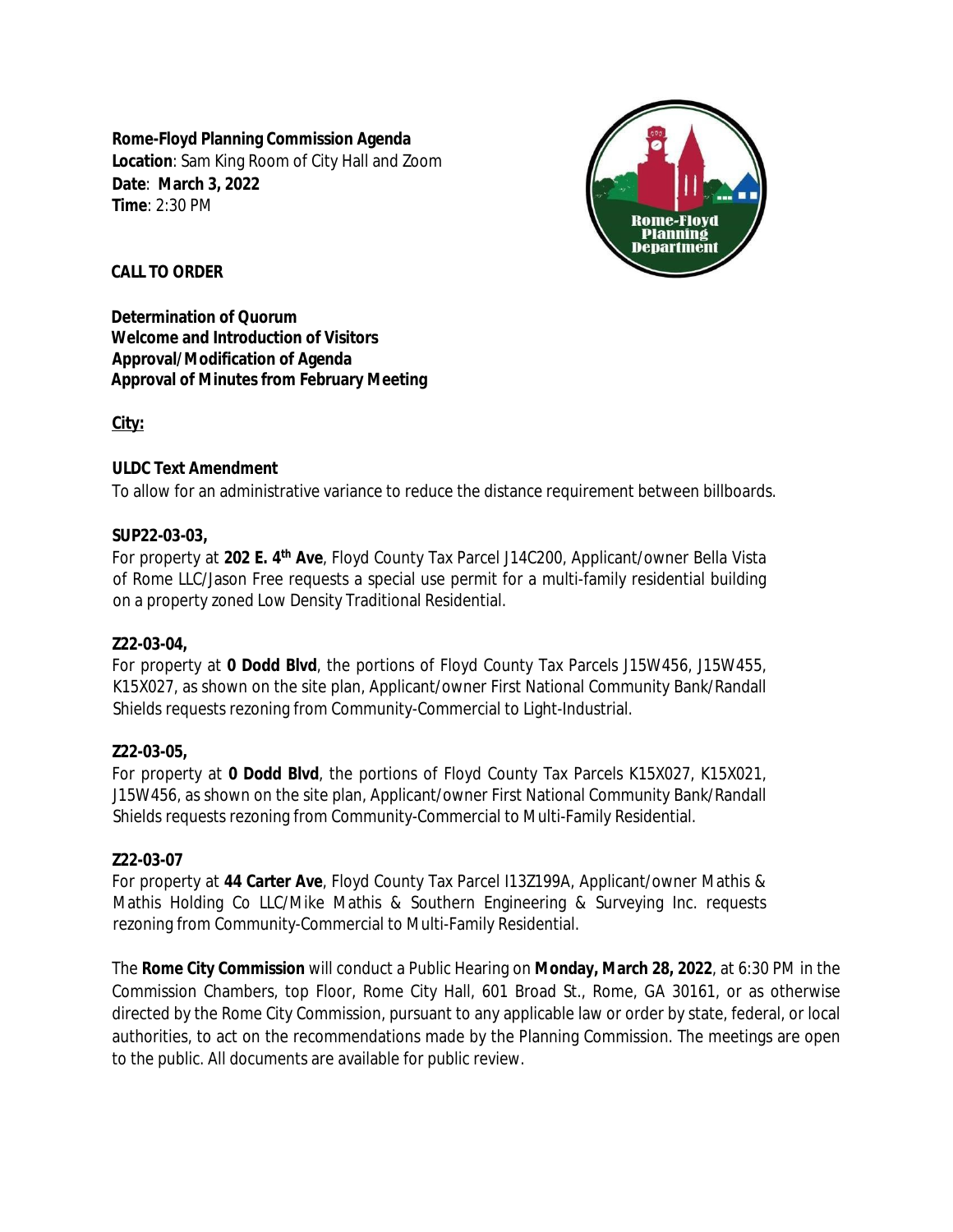**Rome-Floyd Planning Commission Agenda**
**Location**: Sam King Room of City Hall and Zoom
**Date**: **March 3, 2022**
**Time**: 2:30 PM

**CALL TO ORDER**

**Determination of Quorum**
**Welcome and Introduction of Visitors**
**Approval/Modification of Agenda**
**Approval of Minutes from February Meeting**

**City:**

**ULDC Text Amendment**
To allow for an administrative variance to reduce the distance requirement between billboards.

**SUP22-03-03,**
For property at **202 E. 4th Ave**, Floyd County Tax Parcel J14C200, Applicant/owner Bella Vista of Rome LLC/Jason Free requests a special use permit for a multi-family residential building on a property zoned Low Density Traditional Residential.

**Z22-03-04,**
For property at **0 Dodd Blvd**, the portions of Floyd County Tax Parcels J15W456, J15W455, K15X027, as shown on the site plan, Applicant/owner First National Community Bank/Randall Shields requests rezoning from Community-Commercial to Light-Industrial.

**Z22-03-05,**
For property at **0 Dodd Blvd**, the portions of Floyd County Tax Parcels K15X027, K15X021, J15W456, as shown on the site plan, Applicant/owner First National Community Bank/Randall Shields requests rezoning from Community-Commercial to Multi-Family Residential.

**Z22-03-07**
For property at **44 Carter Ave**, Floyd County Tax Parcel I13Z199A, Applicant/owner Mathis & Mathis Holding Co LLC/Mike Mathis & Southern Engineering & Surveying Inc. requests rezoning from Community-Commercial to Multi-Family Residential.

The **Rome City Commission** will conduct a Public Hearing on **Monday, March 28, 2022**, at 6:30 PM in the Commission Chambers, top Floor, Rome City Hall, 601 Broad St., Rome, GA 30161, or as otherwise directed by the Rome City Commission, pursuant to any applicable law or order by state, federal, or local authorities, to act on the recommendations made by the Planning Commission. The meetings are open to the public. All documents are available for public review.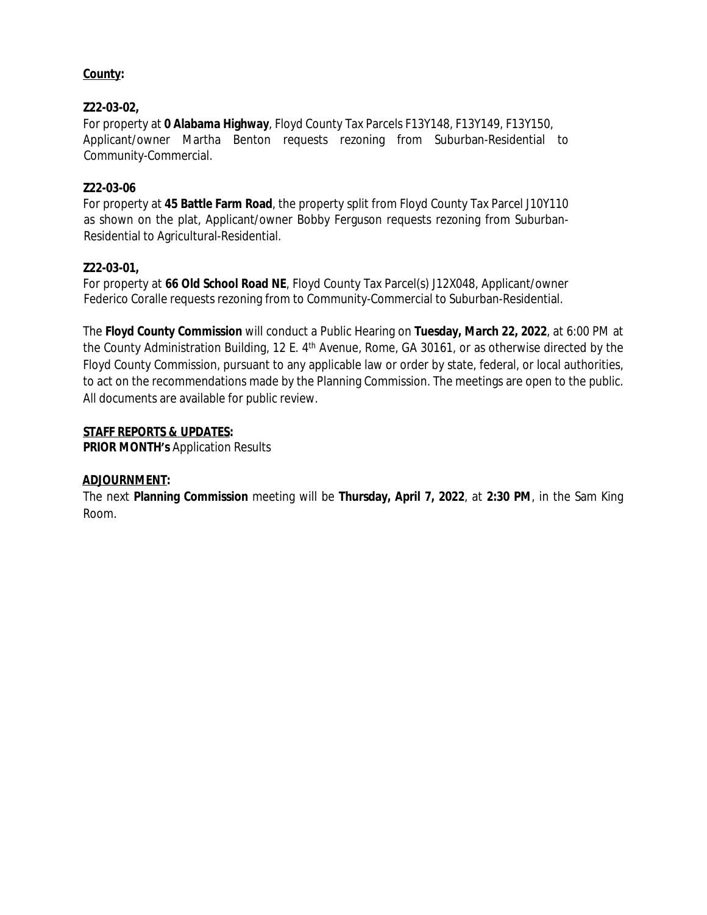**County:**

**Z22-03-02,**
For property at **0 Alabama Highway**, Floyd County Tax Parcels F13Y148, F13Y149, F13Y150, Applicant/owner Martha Benton requests rezoning from Suburban-Residential to Community-Commercial.

**Z22-03-06**
For property at **45 Battle Farm Road**, the property split from Floyd County Tax Parcel J10Y110 as shown on the plat, Applicant/owner Bobby Ferguson requests rezoning from Suburban-Residential to Agricultural-Residential.

**Z22-03-01,**
For property at **66 Old School Road NE**, Floyd County Tax Parcel(s) J12X048, Applicant/owner Federico Coralle requests rezoning from to Community-Commercial to Suburban-Residential.

The **Floyd County Commission** will conduct a Public Hearing on **Tuesday, March 22, 2022**, at 6:00 PM at the County Administration Building, 12 E. 4th Avenue, Rome, GA 30161, or as otherwise directed by the Floyd County Commission, pursuant to any applicable law or order by state, federal, or local authorities, to act on the recommendations made by the Planning Commission. The meetings are open to the public. All documents are available for public review.

**STAFF REPORTS & UPDATES:**
**PRIOR MONTH's** Application Results

**ADJOURNMENT:**
The next **Planning Commission** meeting will be **Thursday, April 7, 2022**, at **2:30 PM**, in the Sam King Room.